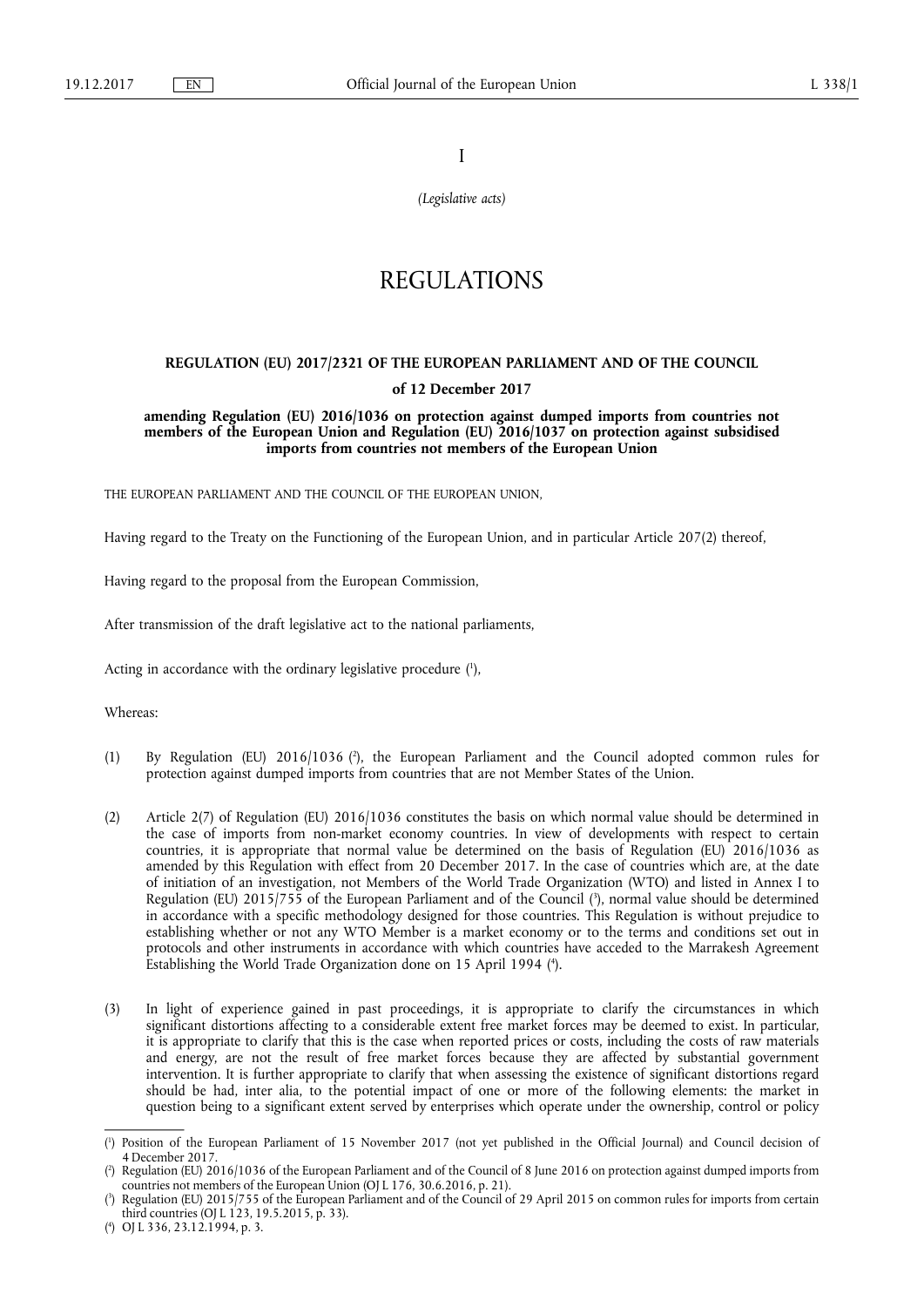I

*(Legislative acts)*

# REGULATIONS

## REGULATION (EU) 2017/2321 OF THE EUROPEAN PARLIAMENT AND OF THE COUNCIL

### of 12 December 2017

### amending Regulation (EU) 2016/1036 on protection against dumped imports from countries not members of the European Union and Regulation (EU) 2016/1037 on protection against subsidised imports from countries not members of the European Union

THE EUROPEAN PARLIAMENT AND THE COUNCIL OF THE EUROPEAN UNION,

Having regard to the Treaty on the Functioning of the European Union, and in particular Article 207(2) thereof,

Having regard to the proposal from the European Commission,

After transmission of the draft legislative act to the national parliaments,

Acting in accordance with the ordinary legislative procedure ([1]),

Whereas:

(1) By Regulation (EU) 2016/1036 ([2]), the European Parliament and the Council adopted common rules for protection against dumped imports from countries that are not Member States of the Union.

(2) Article 2(7) of Regulation (EU) 2016/1036 constitutes the basis on which normal value should be determined in the case of imports from non-market economy countries. In view of developments with respect to certain countries, it is appropriate that normal value be determined on the basis of Regulation (EU) 2016/1036 as amended by this Regulation with effect from 20 December 2017. In the case of countries which are, at the date of initiation of an investigation, not Members of the World Trade Organization (WTO) and listed in Annex I to Regulation (EU) 2015/755 of the European Parliament and of the Council ([3]), normal value should be determined in accordance with a specific methodology designed for those countries. This Regulation is without prejudice to establishing whether or not any WTO Member is a market economy or to the terms and conditions set out in protocols and other instruments in accordance with which countries have acceded to the Marrakesh Agreement Establishing the World Trade Organization done on 15 April 1994 ([4]).

(3) In light of experience gained in past proceedings, it is appropriate to clarify the circumstances in which significant distortions affecting to a considerable extent free market forces may be deemed to exist. In particular, it is appropriate to clarify that this is the case when reported prices or costs, including the costs of raw materials and energy, are not the result of free market forces because they are affected by substantial government intervention. It is further appropriate to clarify that when assessing the existence of significant distortions regard should be had, inter alia, to the potential impact of one or more of the following elements: the market in question being to a significant extent served by enterprises which operate under the ownership, control or policy

---

([1]) Position of the European Parliament of 15 November 2017 (not yet published in the Official Journal) and Council decision of 4 December 2017.

([2]) Regulation (EU) 2016/1036 of the European Parliament and of the Council of 8 June 2016 on protection against dumped imports from countries not members of the European Union (OJ L 176, 30.6.2016, p. 21).

([3]) Regulation (EU) 2015/755 of the European Parliament and of the Council of 29 April 2015 on common rules for imports from certain third countries (OJ L 123, 19.5.2015, p. 33).

([4]) OJ L 336, 23.12.1994, p. 3.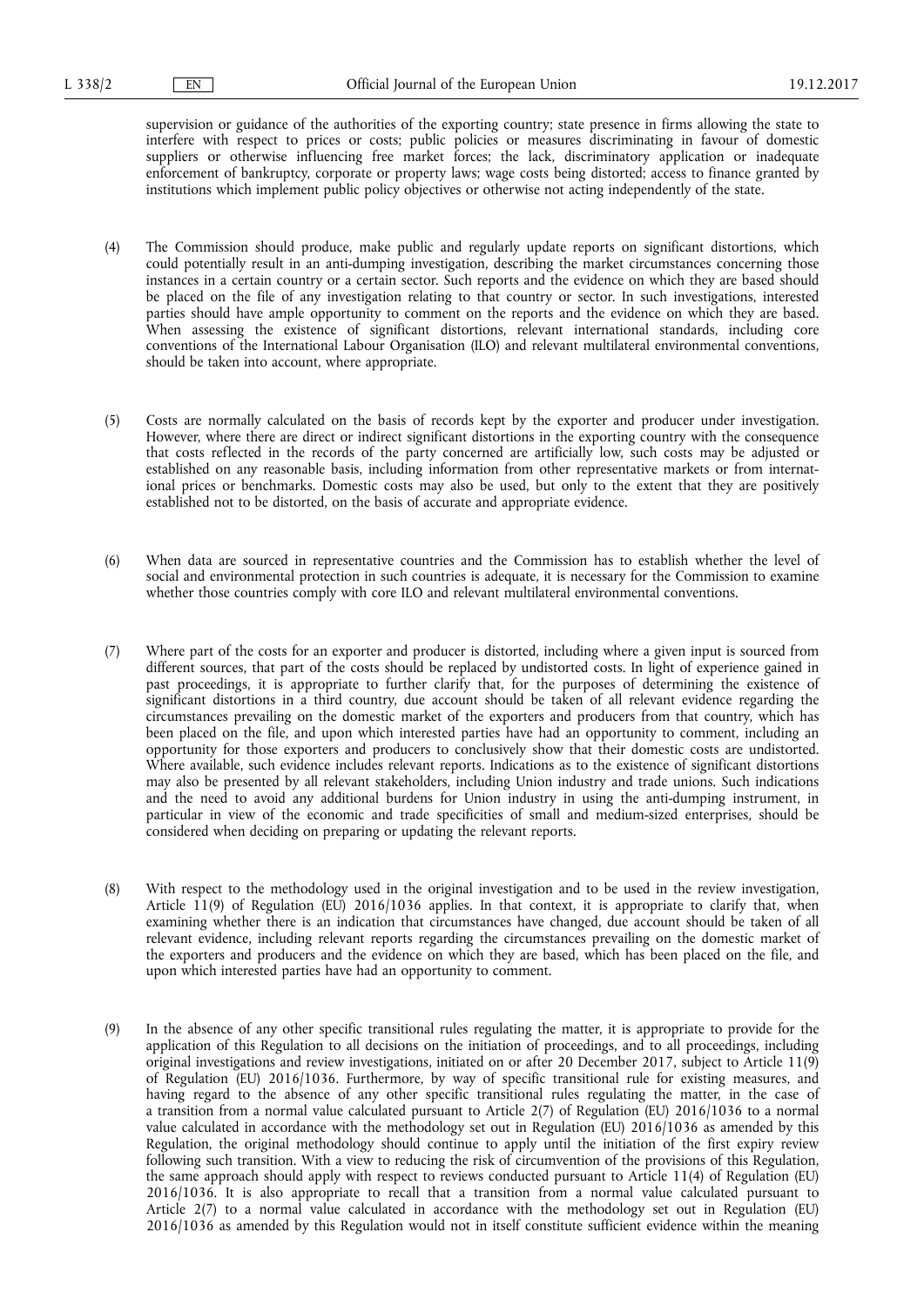supervision or guidance of the authorities of the exporting country; state presence in firms allowing the state to interfere with respect to prices or costs; public policies or measures discriminating in favour of domestic suppliers or otherwise influencing free market forces; the lack, discriminatory application or inadequate enforcement of bankruptcy, corporate or property laws; wage costs being distorted; access to finance granted by institutions which implement public policy objectives or otherwise not acting independently of the state.

(4) The Commission should produce, make public and regularly update reports on significant distortions, which could potentially result in an anti-dumping investigation, describing the market circumstances concerning those instances in a certain country or a certain sector. Such reports and the evidence on which they are based should be placed on the file of any investigation relating to that country or sector. In such investigations, interested parties should have ample opportunity to comment on the reports and the evidence on which they are based. When assessing the existence of significant distortions, relevant international standards, including core conventions of the International Labour Organisation (ILO) and relevant multilateral environmental conventions, should be taken into account, where appropriate.

(5) Costs are normally calculated on the basis of records kept by the exporter and producer under investigation. However, where there are direct or indirect significant distortions in the exporting country with the consequence that costs reflected in the records of the party concerned are artificially low, such costs may be adjusted or established on any reasonable basis, including information from other representative markets or from international prices or benchmarks. Domestic costs may also be used, but only to the extent that they are positively established not to be distorted, on the basis of accurate and appropriate evidence.

(6) When data are sourced in representative countries and the Commission has to establish whether the level of social and environmental protection in such countries is adequate, it is necessary for the Commission to examine whether those countries comply with core ILO and relevant multilateral environmental conventions.

(7) Where part of the costs for an exporter and producer is distorted, including where a given input is sourced from different sources, that part of the costs should be replaced by undistorted costs. In light of experience gained in past proceedings, it is appropriate to further clarify that, for the purposes of determining the existence of significant distortions in a third country, due account should be taken of all relevant evidence regarding the circumstances prevailing on the domestic market of the exporters and producers from that country, which has been placed on the file, and upon which interested parties have had an opportunity to comment, including an opportunity for those exporters and producers to conclusively show that their domestic costs are undistorted. Where available, such evidence includes relevant reports. Indications as to the existence of significant distortions may also be presented by all relevant stakeholders, including Union industry and trade unions. Such indications and the need to avoid any additional burdens for Union industry in using the anti-dumping instrument, in particular in view of the economic and trade specificities of small and medium-sized enterprises, should be considered when deciding on preparing or updating the relevant reports.

(8) With respect to the methodology used in the original investigation and to be used in the review investigation, Article 11(9) of Regulation (EU) 2016/1036 applies. In that context, it is appropriate to clarify that, when examining whether there is an indication that circumstances have changed, due account should be taken of all relevant evidence, including relevant reports regarding the circumstances prevailing on the domestic market of the exporters and producers and the evidence on which they are based, which has been placed on the file, and upon which interested parties have had an opportunity to comment.

(9) In the absence of any other specific transitional rules regulating the matter, it is appropriate to provide for the application of this Regulation to all decisions on the initiation of proceedings, and to all proceedings, including original investigations and review investigations, initiated on or after 20 December 2017, subject to Article 11(9) of Regulation (EU) 2016/1036. Furthermore, by way of specific transitional rule for existing measures, and having regard to the absence of any other specific transitional rules regulating the matter, in the case of a transition from a normal value calculated pursuant to Article 2(7) of Regulation (EU) 2016/1036 to a normal value calculated in accordance with the methodology set out in Regulation (EU) 2016/1036 as amended by this Regulation, the original methodology should continue to apply until the initiation of the first expiry review following such transition. With a view to reducing the risk of circumvention of the provisions of this Regulation, the same approach should apply with respect to reviews conducted pursuant to Article 11(4) of Regulation (EU) 2016/1036. It is also appropriate to recall that a transition from a normal value calculated pursuant to Article 2(7) to a normal value calculated in accordance with the methodology set out in Regulation (EU) 2016/1036 as amended by this Regulation would not in itself constitute sufficient evidence within the meaning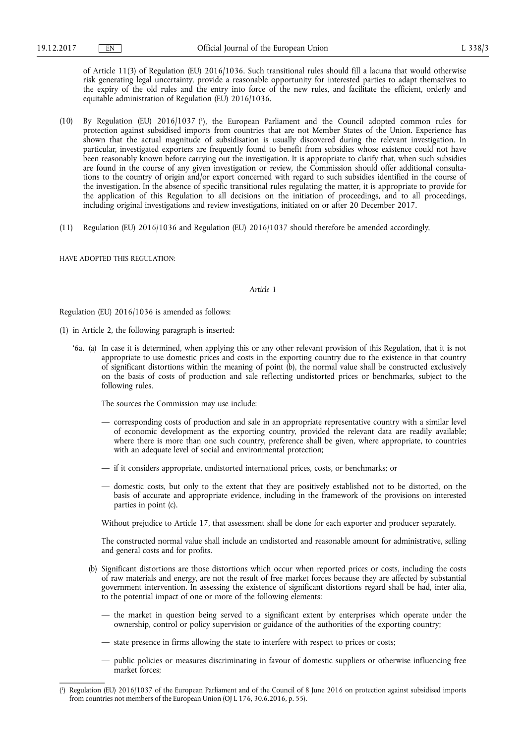of Article 11(3) of Regulation (EU) 2016/1036. Such transitional rules should fill a lacuna that would otherwise risk generating legal uncertainty, provide a reasonable opportunity for interested parties to adapt themselves to the expiry of the old rules and the entry into force of the new rules, and facilitate the efficient, orderly and equitable administration of Regulation (EU) 2016/1036.

(10) By Regulation (EU) 2016/1037 [1], the European Parliament and the Council adopted common rules for protection against subsidised imports from countries that are not Member States of the Union. Experience has shown that the actual magnitude of subsidisation is usually discovered during the relevant investigation. In particular, investigated exporters are frequently found to benefit from subsidies whose existence could not have been reasonably known before carrying out the investigation. It is appropriate to clarify that, when such subsidies are found in the course of any given investigation or review, the Commission should offer additional consultations to the country of origin and/or export concerned with regard to such subsidies identified in the course of the investigation. In the absence of specific transitional rules regulating the matter, it is appropriate to provide for the application of this Regulation to all decisions on the initiation of proceedings, and to all proceedings, including original investigations and review investigations, initiated on or after 20 December 2017.

(11) Regulation (EU) 2016/1036 and Regulation (EU) 2016/1037 should therefore be amended accordingly,

HAVE ADOPTED THIS REGULATION:

*Article 1*

Regulation (EU) 2016/1036 is amended as follows:

(1) in Article 2, the following paragraph is inserted:

'6a. (a) In case it is determined, when applying this or any other relevant provision of this Regulation, that it is not appropriate to use domestic prices and costs in the exporting country due to the existence in that country of significant distortions within the meaning of point (b), the normal value shall be constructed exclusively on the basis of costs of production and sale reflecting undistorted prices or benchmarks, subject to the following rules.

The sources the Commission may use include:

— corresponding costs of production and sale in an appropriate representative country with a similar level of economic development as the exporting country, provided the relevant data are readily available; where there is more than one such country, preference shall be given, where appropriate, to countries with an adequate level of social and environmental protection;

— if it considers appropriate, undistorted international prices, costs, or benchmarks; or

— domestic costs, but only to the extent that they are positively established not to be distorted, on the basis of accurate and appropriate evidence, including in the framework of the provisions on interested parties in point (c).

Without prejudice to Article 17, that assessment shall be done for each exporter and producer separately.

The constructed normal value shall include an undistorted and reasonable amount for administrative, selling and general costs and for profits.

(b) Significant distortions are those distortions which occur when reported prices or costs, including the costs of raw materials and energy, are not the result of free market forces because they are affected by substantial government intervention. In assessing the existence of significant distortions regard shall be had, inter alia, to the potential impact of one or more of the following elements:

— the market in question being served to a significant extent by enterprises which operate under the ownership, control or policy supervision or guidance of the authorities of the exporting country;

— state presence in firms allowing the state to interfere with respect to prices or costs;

— public policies or measures discriminating in favour of domestic suppliers or otherwise influencing free market forces;

[1] Regulation (EU) 2016/1037 of the European Parliament and of the Council of 8 June 2016 on protection against subsidised imports from countries not members of the European Union (OJ L 176, 30.6.2016, p. 55).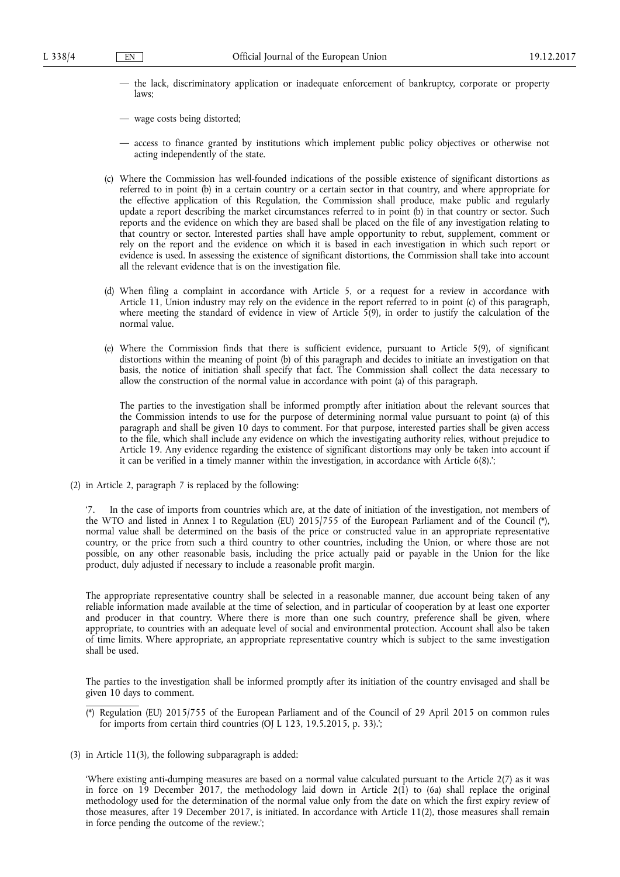— the lack, discriminatory application or inadequate enforcement of bankruptcy, corporate or property laws;

— wage costs being distorted;

— access to finance granted by institutions which implement public policy objectives or otherwise not acting independently of the state.

(c) Where the Commission has well-founded indications of the possible existence of significant distortions as referred to in point (b) in a certain country or a certain sector in that country, and where appropriate for the effective application of this Regulation, the Commission shall produce, make public and regularly update a report describing the market circumstances referred to in point (b) in that country or sector. Such reports and the evidence on which they are based shall be placed on the file of any investigation relating to that country or sector. Interested parties shall have ample opportunity to rebut, supplement, comment or rely on the report and the evidence on which it is based in each investigation in which such report or evidence is used. In assessing the existence of significant distortions, the Commission shall take into account all the relevant evidence that is on the investigation file.

(d) When filing a complaint in accordance with Article 5, or a request for a review in accordance with Article 11, Union industry may rely on the evidence in the report referred to in point (c) of this paragraph, where meeting the standard of evidence in view of Article 5(9), in order to justify the calculation of the normal value.

(e) Where the Commission finds that there is sufficient evidence, pursuant to Article 5(9), of significant distortions within the meaning of point (b) of this paragraph and decides to initiate an investigation on that basis, the notice of initiation shall specify that fact. The Commission shall collect the data necessary to allow the construction of the normal value in accordance with point (a) of this paragraph.

The parties to the investigation shall be informed promptly after initiation about the relevant sources that the Commission intends to use for the purpose of determining normal value pursuant to point (a) of this paragraph and shall be given 10 days to comment. For that purpose, interested parties shall be given access to the file, which shall include any evidence on which the investigating authority relies, without prejudice to Article 19. Any evidence regarding the existence of significant distortions may only be taken into account if it can be verified in a timely manner within the investigation, in accordance with Article 6(8).';

(2) in Article 2, paragraph 7 is replaced by the following:

'7. In the case of imports from countries which are, at the date of initiation of the investigation, not members of the WTO and listed in Annex I to Regulation (EU) 2015/755 of the European Parliament and of the Council (*), normal value shall be determined on the basis of the price or constructed value in an appropriate representative country, or the price from such a third country to other countries, including the Union, or where those are not possible, on any other reasonable basis, including the price actually paid or payable in the Union for the like product, duly adjusted if necessary to include a reasonable profit margin.

The appropriate representative country shall be selected in a reasonable manner, due account being taken of any reliable information made available at the time of selection, and in particular of cooperation by at least one exporter and producer in that country. Where there is more than one such country, preference shall be given, where appropriate, to countries with an adequate level of social and environmental protection. Account shall also be taken of time limits. Where appropriate, an appropriate representative country which is subject to the same investigation shall be used.

The parties to the investigation shall be informed promptly after its initiation of the country envisaged and shall be given 10 days to comment.

(*) Regulation (EU) 2015/755 of the European Parliament and of the Council of 29 April 2015 on common rules for imports from certain third countries (OJ L 123, 19.5.2015, p. 33).';

(3) in Article 11(3), the following subparagraph is added:

'Where existing anti-dumping measures are based on a normal value calculated pursuant to the Article 2(7) as it was in force on 19 December 2017, the methodology laid down in Article 2(1) to (6a) shall replace the original methodology used for the determination of the normal value only from the date on which the first expiry review of those measures, after 19 December 2017, is initiated. In accordance with Article 11(2), those measures shall remain in force pending the outcome of the review.';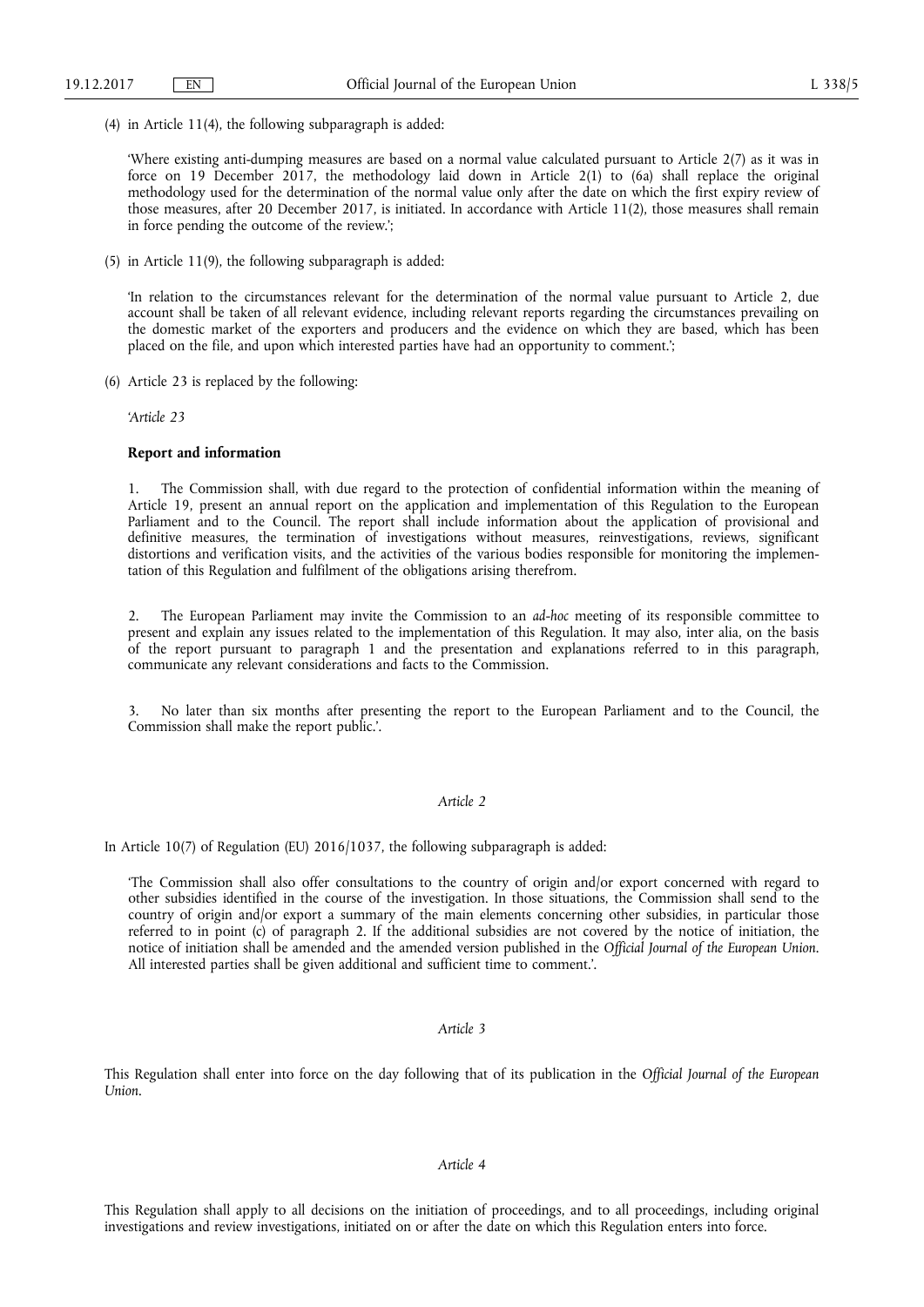(4) in Article 11(4), the following subparagraph is added:

'Where existing anti-dumping measures are based on a normal value calculated pursuant to Article 2(7) as it was in force on 19 December 2017, the methodology laid down in Article 2(1) to (6a) shall replace the original methodology used for the determination of the normal value only after the date on which the first expiry review of those measures, after 20 December 2017, is initiated. In accordance with Article 11(2), those measures shall remain in force pending the outcome of the review.';

(5) in Article 11(9), the following subparagraph is added:

'In relation to the circumstances relevant for the determination of the normal value pursuant to Article 2, due account shall be taken of all relevant evidence, including relevant reports regarding the circumstances prevailing on the domestic market of the exporters and producers and the evidence on which they are based, which has been placed on the file, and upon which interested parties have had an opportunity to comment.';

(6) Article 23 is replaced by the following:

'*Article 23*

**Report and information**

1. The Commission shall, with due regard to the protection of confidential information within the meaning of Article 19, present an annual report on the application and implementation of this Regulation to the European Parliament and to the Council. The report shall include information about the application of provisional and definitive measures, the termination of investigations without measures, reinvestigations, reviews, significant distortions and verification visits, and the activities of the various bodies responsible for monitoring the implementation of this Regulation and fulfilment of the obligations arising therefrom.

2. The European Parliament may invite the Commission to an *ad-hoc* meeting of its responsible committee to present and explain any issues related to the implementation of this Regulation. It may also, inter alia, on the basis of the report pursuant to paragraph 1 and the presentation and explanations referred to in this paragraph, communicate any relevant considerations and facts to the Commission.

3. No later than six months after presenting the report to the European Parliament and to the Council, the Commission shall make the report public.'.

*Article 2*

In Article 10(7) of Regulation (EU) 2016/1037, the following subparagraph is added:

'The Commission shall also offer consultations to the country of origin and/or export concerned with regard to other subsidies identified in the course of the investigation. In those situations, the Commission shall send to the country of origin and/or export a summary of the main elements concerning other subsidies, in particular those referred to in point (c) of paragraph 2. If the additional subsidies are not covered by the notice of initiation, the notice of initiation shall be amended and the amended version published in the *Official Journal of the European Union*. All interested parties shall be given additional and sufficient time to comment.'.

*Article 3*

This Regulation shall enter into force on the day following that of its publication in the *Official Journal of the European Union*.

*Article 4*

This Regulation shall apply to all decisions on the initiation of proceedings, and to all proceedings, including original investigations and review investigations, initiated on or after the date on which this Regulation enters into force.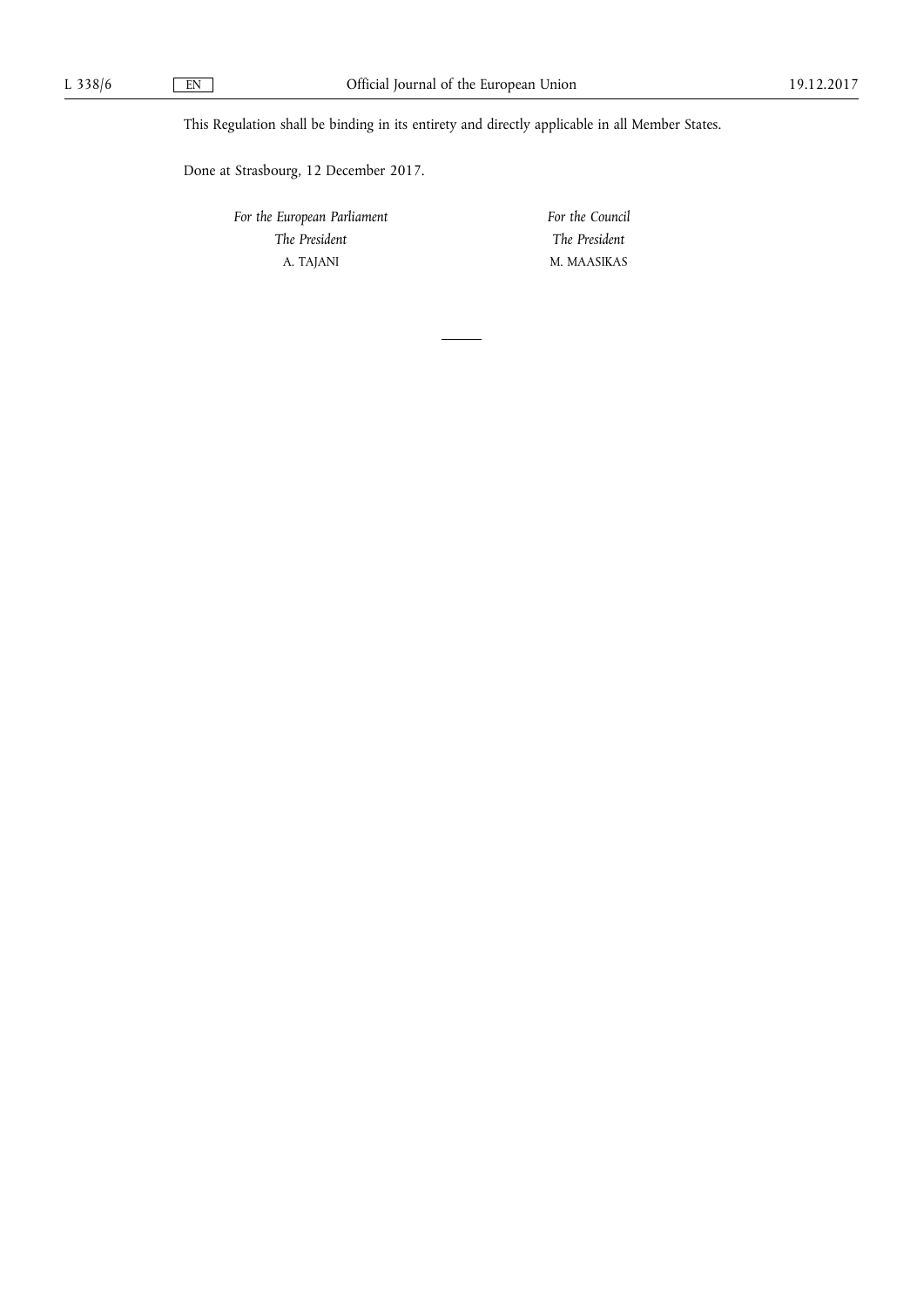This Regulation shall be binding in its entirety and directly applicable in all Member States.

Done at Strasbourg, 12 December 2017.

| *For the European Parliament* | *For the Council* |
| --- | --- |
| *The President* | *The President* |
| A. TAJANI | M. MAASIKAS |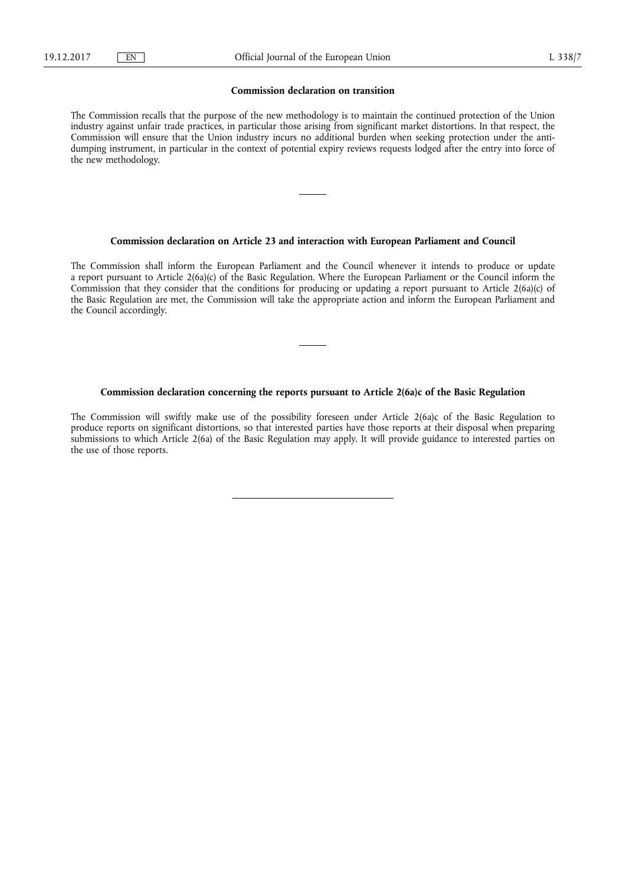## Commission declaration on transition

The Commission recalls that the purpose of the new methodology is to maintain the continued protection of the Union industry against unfair trade practices, in particular those arising from significant market distortions. In that respect, the Commission will ensure that the Union industry incurs no additional burden when seeking protection under the anti-dumping instrument, in particular in the context of potential expiry reviews requests lodged after the entry into force of the new methodology.

---

## Commission declaration on Article 23 and interaction with European Parliament and Council

The Commission shall inform the European Parliament and the Council whenever it intends to produce or update a report pursuant to Article 2(6a)(c) of the Basic Regulation. Where the European Parliament or the Council inform the Commission that they consider that the conditions for producing or updating a report pursuant to Article 2(6a)(c) of the Basic Regulation are met, the Commission will take the appropriate action and inform the European Parliament and the Council accordingly.

---

## Commission declaration concerning the reports pursuant to Article 2(6a)c of the Basic Regulation

The Commission will swiftly make use of the possibility foreseen under Article 2(6a)c of the Basic Regulation to produce reports on significant distortions, so that interested parties have those reports at their disposal when preparing submissions to which Article 2(6a) of the Basic Regulation may apply. It will provide guidance to interested parties on the use of those reports.